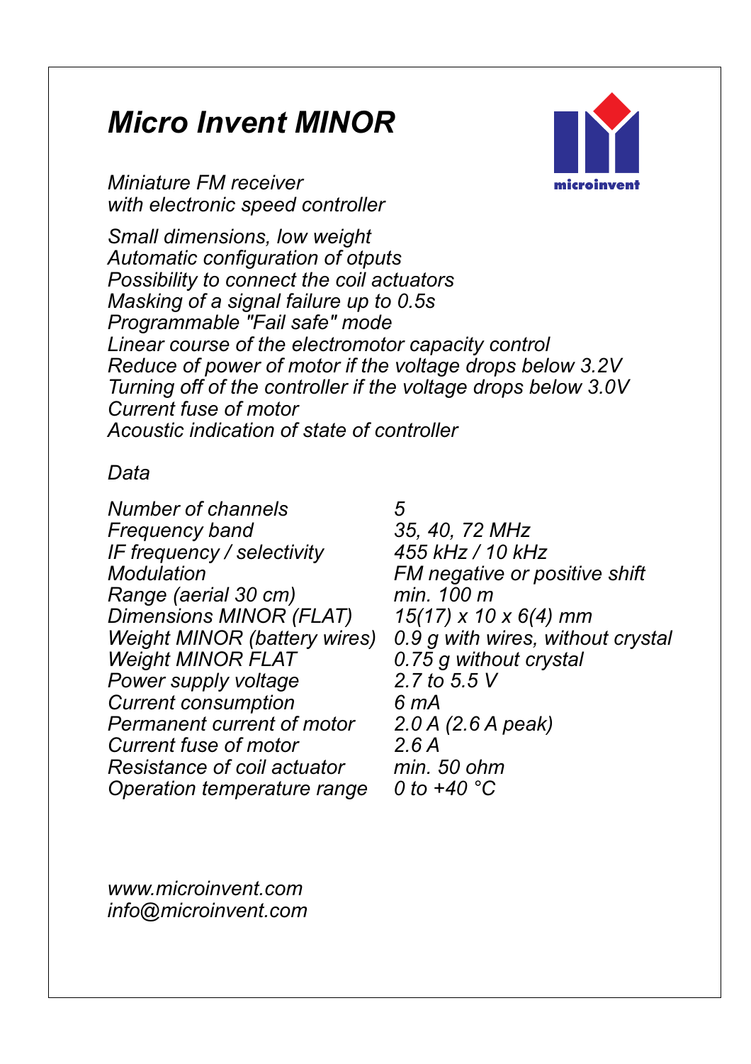# *Micro Invent MINOR*

*Miniature FM receiver*
*with electronic speed controller*

*Small dimensions, low weight*
*Automatic configuration of otputs*
*Possibility to connect the coil actuators*
*Masking of a signal failure up to 0.5s*
*Programmable "Fail safe" mode*
*Linear course of the electromotor capacity control*
*Reduce of power of motor if the voltage drops below 3.2V*
*Turning off of the controller if the voltage drops below 3.0V*
*Current fuse of motor*
*Acoustic indication of state of controller*

*Data*

| | |
|---|---|
| *Number of channels* | *5* |
| *Frequency band* | *35, 40, 72 MHz* |
| *IF frequency / selectivity* | *455 kHz / 10 kHz* |
| *Modulation* | *FM negative or positive shift* |
| *Range (aerial 30 cm)* | *min. 100 m* |
| *Dimensions MINOR (FLAT)* | *15(17) x 10 x 6(4) mm* |
| *Weight MINOR (battery wires)* | *0.9 g with wires, without crystal* |
| *Weight MINOR FLAT* | *0.75 g without crystal* |
| *Power supply voltage* | *2.7 to 5.5 V* |
| *Current consumption* | *6 mA* |
| *Permanent current of motor* | *2.0 A (2.6 A peak)* |
| *Current fuse of motor* | *2.6 A* |
| *Resistance of coil actuator* | *min. 50 ohm* |
| *Operation temperature range* | *0 to +40 °C* |

*www.microinvent.com*
*info@microinvent.com*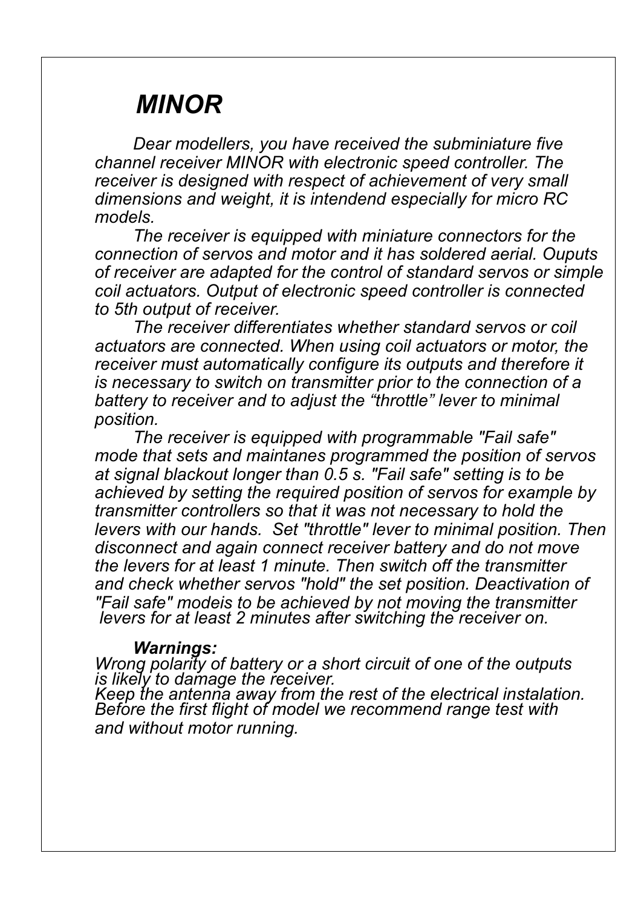# *MINOR*

*Dear modellers, you have received the subminiature five channel receiver MINOR with electronic speed controller. The receiver is designed with respect of achievement of very small dimensions and weight, it is intendend especially for micro RC models.*

*The receiver is equipped with miniature connectors for the connection of servos and motor and it has soldered aerial. Ouputs of receiver are adapted for the control of standard servos or simple coil actuators. Output of electronic speed controller is connected to 5th output of receiver.*

*The receiver differentiates whether standard servos or coil actuators are connected. When using coil actuators or motor, the receiver must automatically configure its outputs and therefore it is necessary to switch on transmitter prior to the connection of a battery to receiver and to adjust the “throttle” lever to minimal position.*

*The receiver is equipped with programmable "Fail safe" mode that sets and maintanes programmed the position of servos at signal blackout longer than 0.5 s. "Fail safe" setting is to be achieved by setting the required position of servos for example by transmitter controllers so that it was not necessary to hold the levers with our hands. Set "throttle" lever to minimal position. Then disconnect and again connect receiver battery and do not move the levers for at least 1 minute. Then switch off the transmitter and check whether servos "hold" the set position. Deactivation of "Fail safe" modeis to be achieved by not moving the transmitter levers for at least 2 minutes after switching the receiver on.*

***Warnings:***

*Wrong polarity of battery or a short circuit of one of the outputs is likely to damage the receiver.*
*Keep the antenna away from the rest of the electrical instalation.*
*Before the first flight of model we recommend range test with and without motor running.*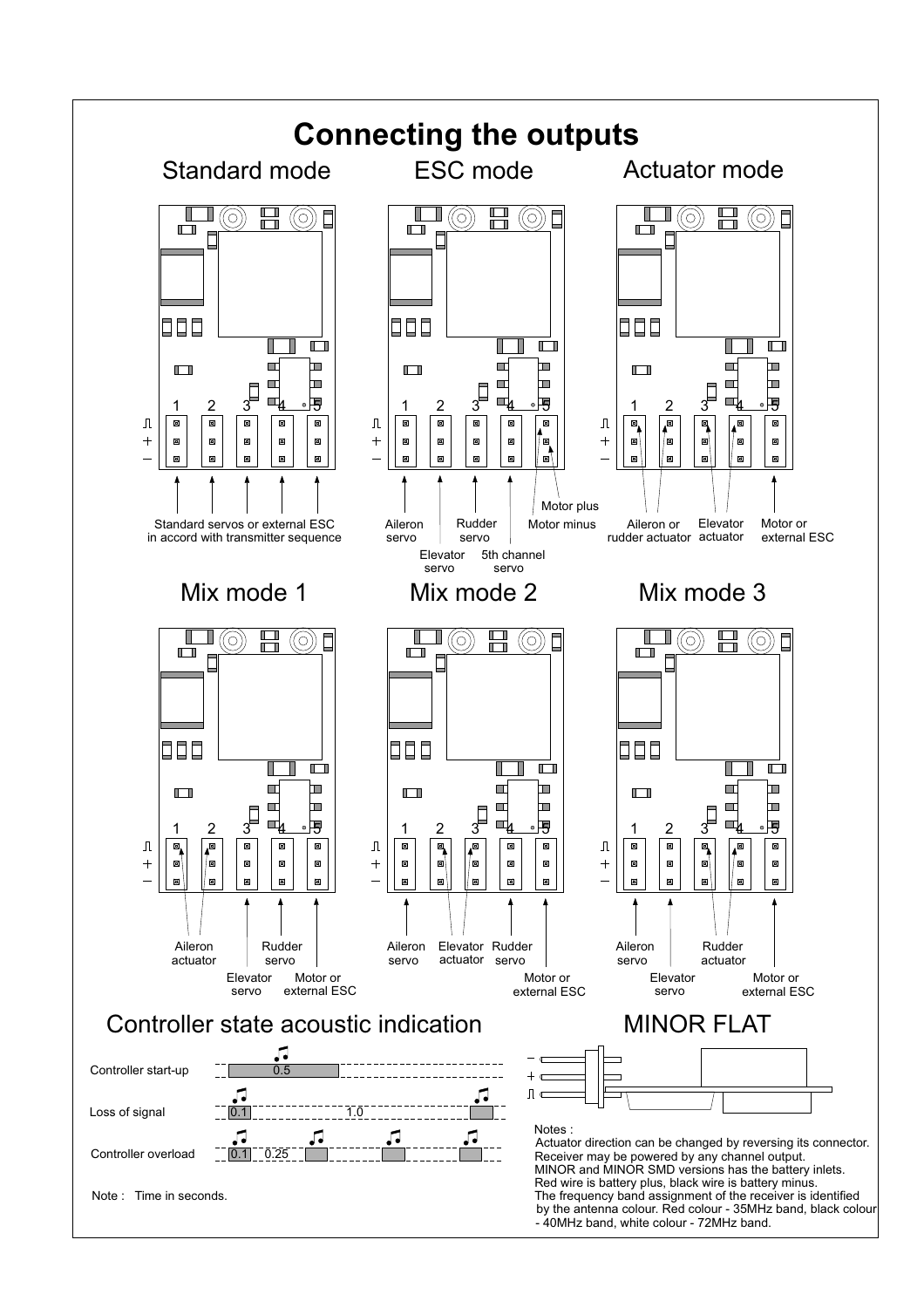# Connecting the outputs

## Standard mode

1 2 3 4 5

⎍ + –

Standard servos or external ESC in accord with transmitter sequence

## ESC mode

1 2 3 4 5

⎍ + –

Aileron servo

Elevator servo

Rudder servo

5th channel servo

Motor minus

Motor plus

## Actuator mode

1 2 3 4 5

⎍ + –

Aileron or rudder actuator

Elevator actuator

Motor or external ESC

## Mix mode 1

1 2 3 4 5

⎍ + –

Aileron actuator

Elevator servo

Rudder servo

Motor or external ESC

## Mix mode 2

1 2 3 4 5

⎍ + –

Aileron servo

Elevator actuator

Rudder servo

Motor or external ESC

## Mix mode 3

1 2 3 4 5

⎍ + –

Aileron servo

Elevator servo

Rudder actuator

Motor or external ESC

## Controller state acoustic indication

Controller start-up 0.5

Loss of signal 0.1 1.0

Controller overload 0.1 0.25

Note : Time in seconds.

## MINOR FLAT

– + ⎍

Notes :

Actuator direction can be changed by reversing its connector.
Receiver may be powered by any channel output.
MINOR and MINOR SMD versions has the battery inlets.
Red wire is battery plus, black wire is battery minus.
The frequency band assignment of the receiver is identified by the antenna colour. Red colour - 35MHz band, black colour - 40MHz band, white colour - 72MHz band.